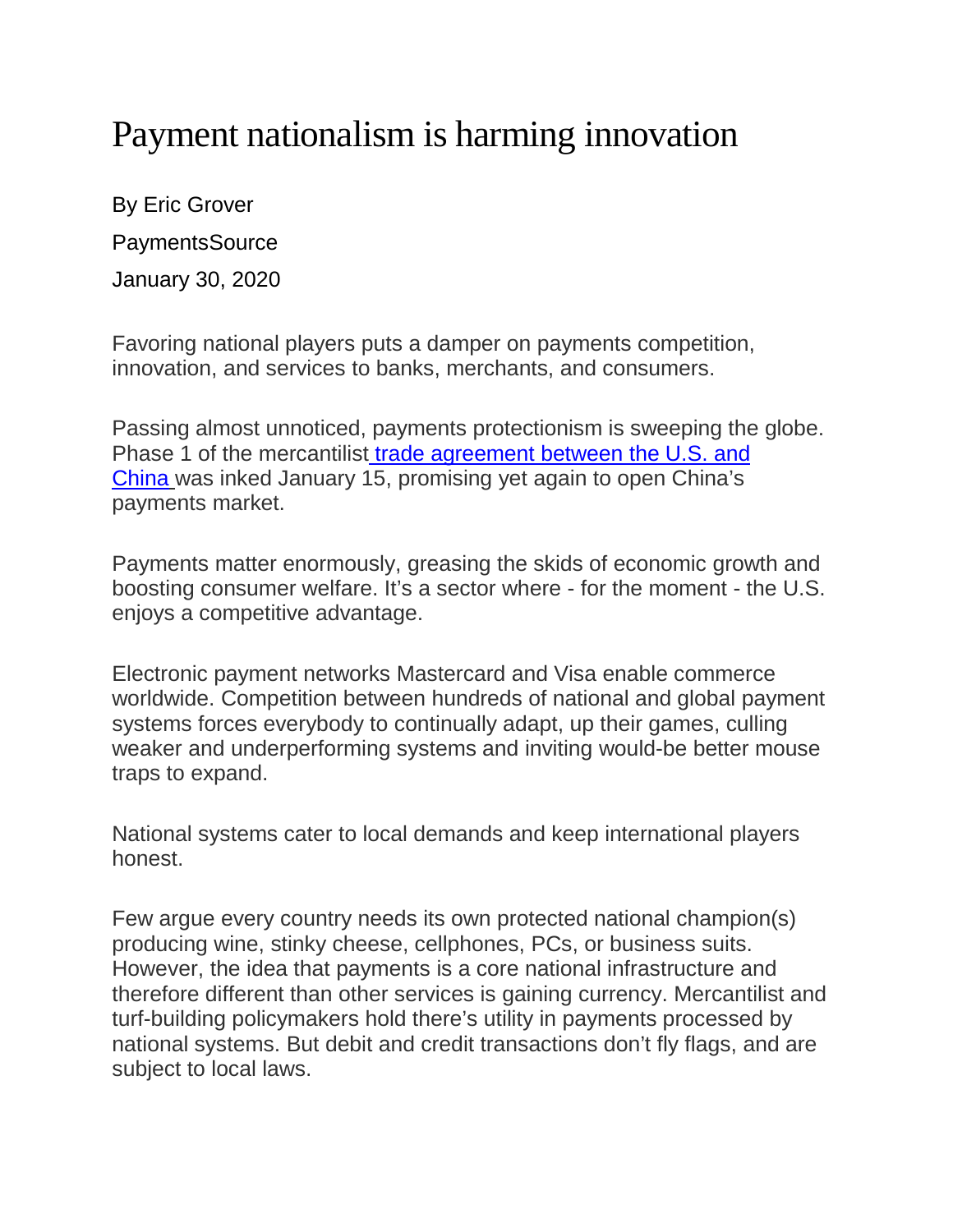# Payment nationalism is harming innovation

By Eric Grover

PaymentsSource

January 30, 2020

Favoring national players puts a damper on payments competition, innovation, and services to banks, merchants, and consumers.

Passing almost unnoticed, payments protectionism is sweeping the globe. Phase 1 of the mercantilist [trade agreement between the U.S. and China](#) was inked January 15, promising yet again to open China's payments market.

Payments matter enormously, greasing the skids of economic growth and boosting consumer welfare. It's a sector where - for the moment - the U.S. enjoys a competitive advantage.

Electronic payment networks Mastercard and Visa enable commerce worldwide. Competition between hundreds of national and global payment systems forces everybody to continually adapt, up their games, culling weaker and underperforming systems and inviting would-be better mouse traps to expand.

National systems cater to local demands and keep international players honest.

Few argue every country needs its own protected national champion(s) producing wine, stinky cheese, cellphones, PCs, or business suits. However, the idea that payments is a core national infrastructure and therefore different than other services is gaining currency. Mercantilist and turf-building policymakers hold there's utility in payments processed by national systems. But debit and credit transactions don't fly flags, and are subject to local laws.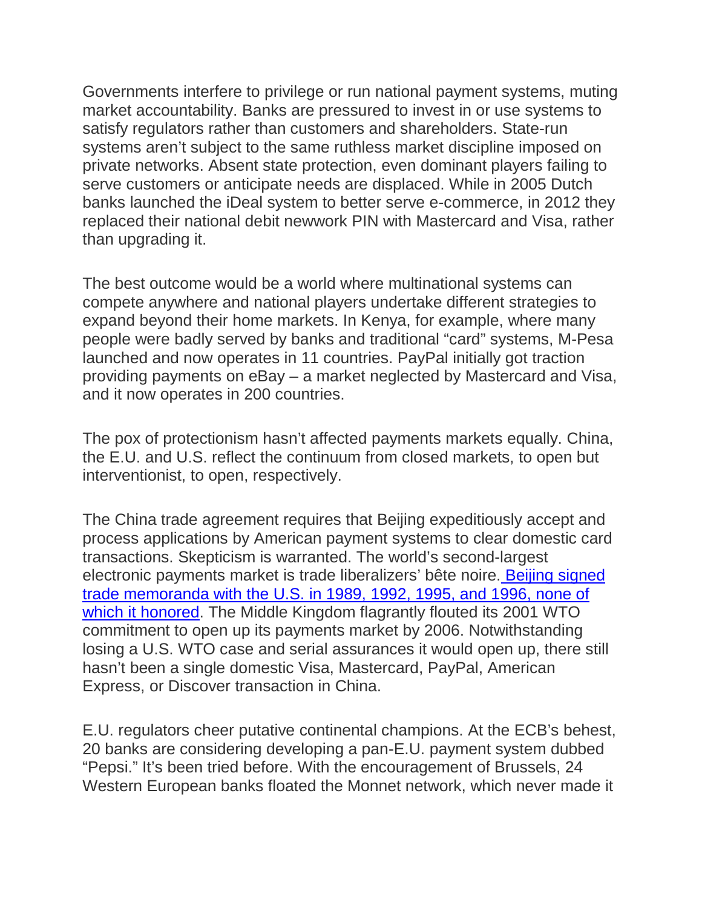Governments interfere to privilege or run national payment systems, muting market accountability. Banks are pressured to invest in or use systems to satisfy regulators rather than customers and shareholders. State-run systems aren't subject to the same ruthless market discipline imposed on private networks. Absent state protection, even dominant players failing to serve customers or anticipate needs are displaced. While in 2005 Dutch banks launched the iDeal system to better serve e-commerce, in 2012 they replaced their national debit newwork PIN with Mastercard and Visa, rather than upgrading it.

The best outcome would be a world where multinational systems can compete anywhere and national players undertake different strategies to expand beyond their home markets. In Kenya, for example, where many people were badly served by banks and traditional "card" systems, M-Pesa launched and now operates in 11 countries. PayPal initially got traction providing payments on eBay – a market neglected by Mastercard and Visa, and it now operates in 200 countries.

The pox of protectionism hasn't affected payments markets equally. China, the E.U. and U.S. reflect the continuum from closed markets, to open but interventionist, to open, respectively.

The China trade agreement requires that Beijing expeditiously accept and process applications by American payment systems to clear domestic card transactions. Skepticism is warranted. The world's second-largest electronic payments market is trade liberalizers' bête noire. Beijing signed trade memoranda with the U.S. in 1989, 1992, 1995, and 1996, none of which it honored. The Middle Kingdom flagrantly flouted its 2001 WTO commitment to open up its payments market by 2006. Notwithstanding losing a U.S. WTO case and serial assurances it would open up, there still hasn't been a single domestic Visa, Mastercard, PayPal, American Express, or Discover transaction in China.

E.U. regulators cheer putative continental champions. At the ECB's behest, 20 banks are considering developing a pan-E.U. payment system dubbed "Pepsi." It's been tried before. With the encouragement of Brussels, 24 Western European banks floated the Monnet network, which never made it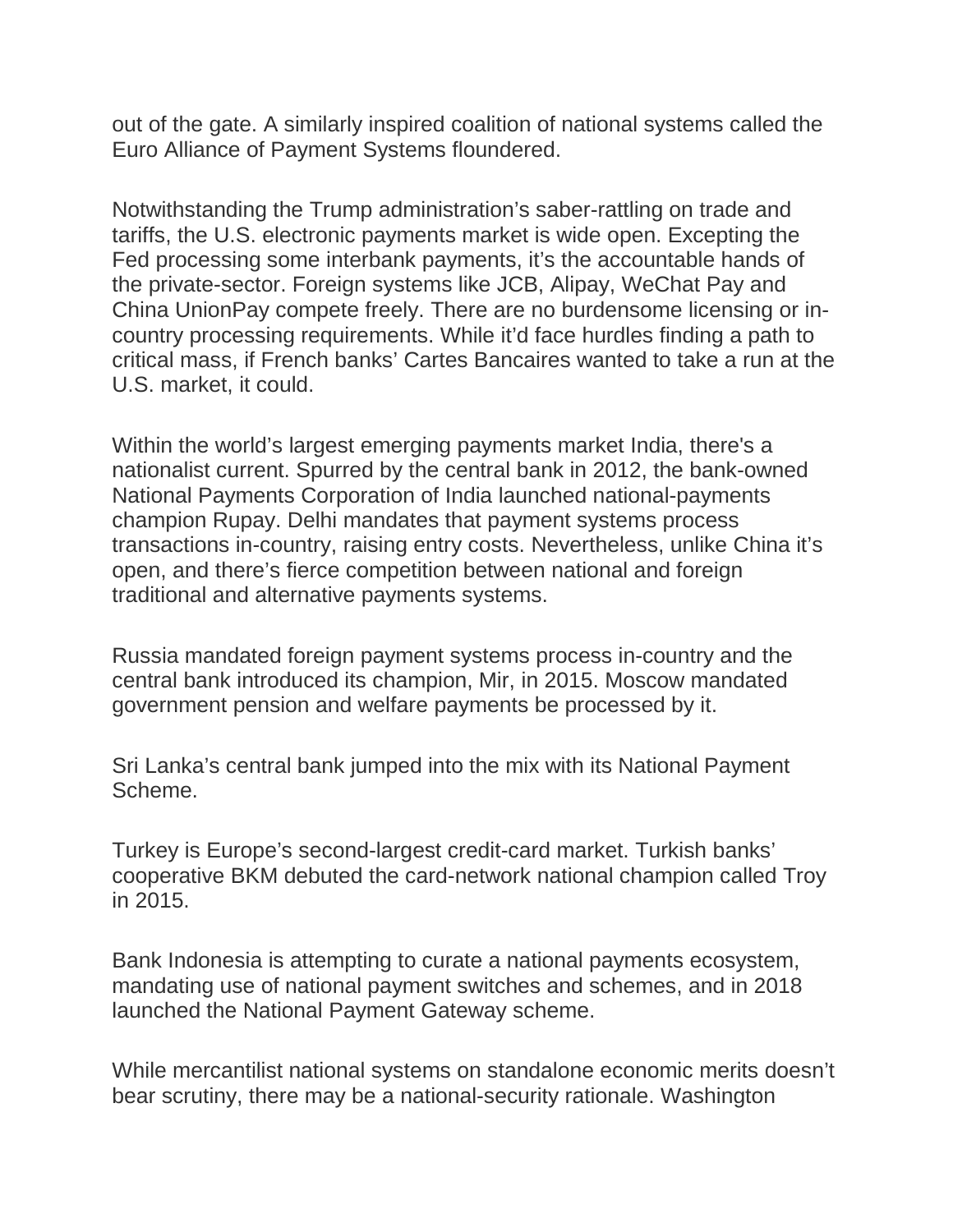out of the gate. A similarly inspired coalition of national systems called the Euro Alliance of Payment Systems floundered.

Notwithstanding the Trump administration's saber-rattling on trade and tariffs, the U.S. electronic payments market is wide open. Excepting the Fed processing some interbank payments, it's the accountable hands of the private-sector. Foreign systems like JCB, Alipay, WeChat Pay and China UnionPay compete freely. There are no burdensome licensing or in-country processing requirements. While it'd face hurdles finding a path to critical mass, if French banks' Cartes Bancaires wanted to take a run at the U.S. market, it could.

Within the world's largest emerging payments market India, there's a nationalist current. Spurred by the central bank in 2012, the bank-owned National Payments Corporation of India launched national-payments champion Rupay. Delhi mandates that payment systems process transactions in-country, raising entry costs. Nevertheless, unlike China it's open, and there's fierce competition between national and foreign traditional and alternative payments systems.

Russia mandated foreign payment systems process in-country and the central bank introduced its champion, Mir, in 2015. Moscow mandated government pension and welfare payments be processed by it.

Sri Lanka's central bank jumped into the mix with its National Payment Scheme.

Turkey is Europe's second-largest credit-card market. Turkish banks' cooperative BKM debuted the card-network national champion called Troy in 2015.

Bank Indonesia is attempting to curate a national payments ecosystem, mandating use of national payment switches and schemes, and in 2018 launched the National Payment Gateway scheme.

While mercantilist national systems on standalone economic merits doesn't bear scrutiny, there may be a national-security rationale. Washington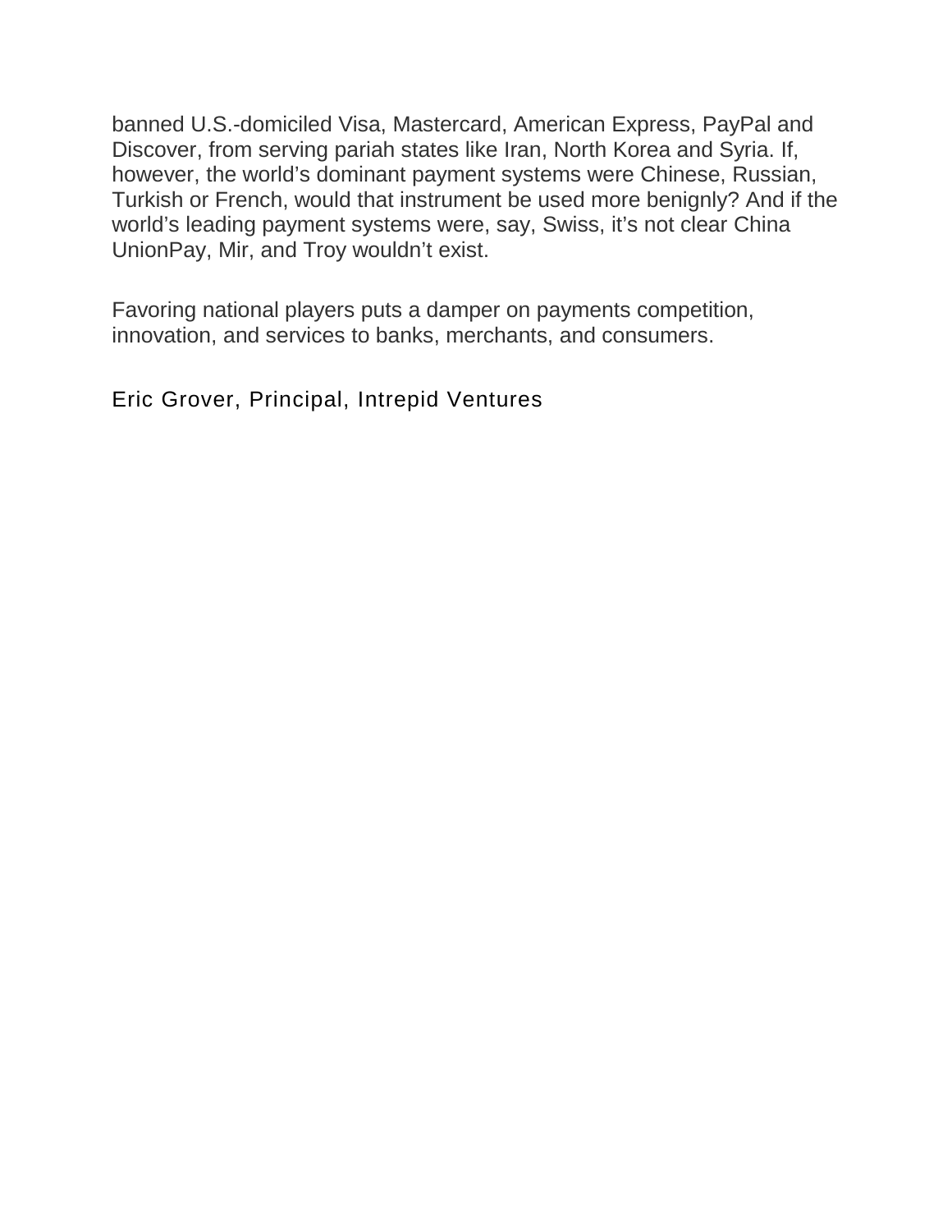banned U.S.-domiciled Visa, Mastercard, American Express, PayPal and Discover, from serving pariah states like Iran, North Korea and Syria. If, however, the world's dominant payment systems were Chinese, Russian, Turkish or French, would that instrument be used more benignly? And if the world's leading payment systems were, say, Swiss, it's not clear China UnionPay, Mir, and Troy wouldn't exist.

Favoring national players puts a damper on payments competition, innovation, and services to banks, merchants, and consumers.

Eric Grover, Principal, Intrepid Ventures